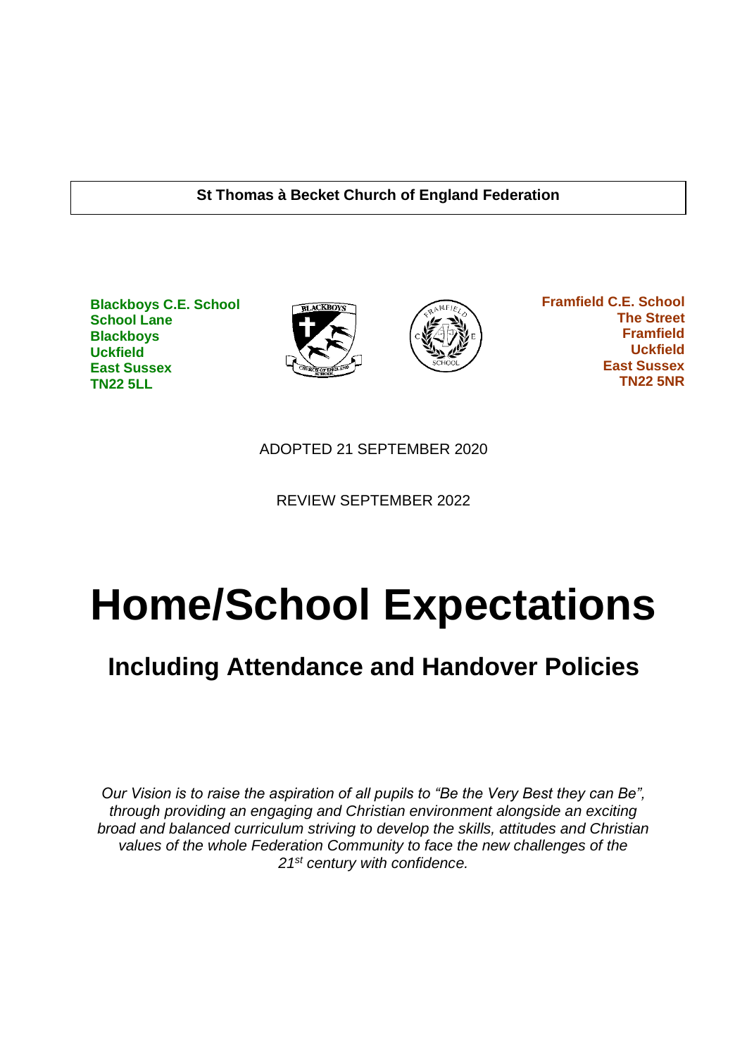**St Thomas à Becket Church of England Federation**

**Blackboys C.E. School**
**School Lane**
**Blackboys**
**Uckfield**
**East Sussex**
**TN22 5LL**

**Framfield C.E. School**
**The Street**
**Framfield**
**Uckfield**
**East Sussex**
**TN22 5NR**

ADOPTED 21 SEPTEMBER 2020

REVIEW SEPTEMBER 2022

# Home/School Expectations

## Including Attendance and Handover Policies

*Our Vision is to raise the aspiration of all pupils to "Be the Very Best they can Be", through providing an engaging and Christian environment alongside an exciting broad and balanced curriculum striving to develop the skills, attitudes and Christian values of the whole Federation Community to face the new challenges of the 21st century with confidence.*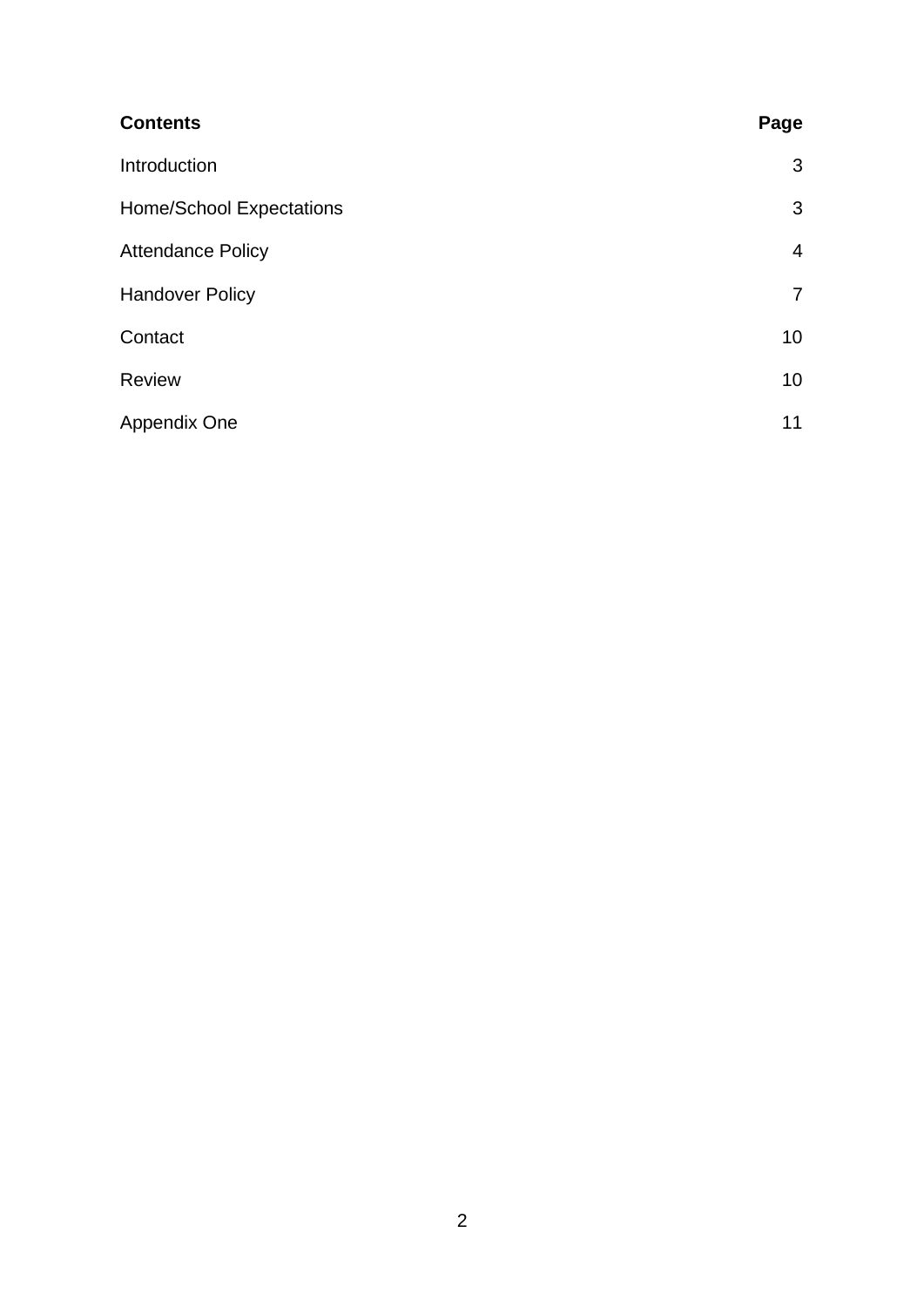| **Contents** | **Page** |
| --- | --- |
| Introduction | 3 |
| Home/School Expectations | 3 |
| Attendance Policy | 4 |
| Handover Policy | 7 |
| Contact | 10 |
| Review | 10 |
| Appendix One | 11 |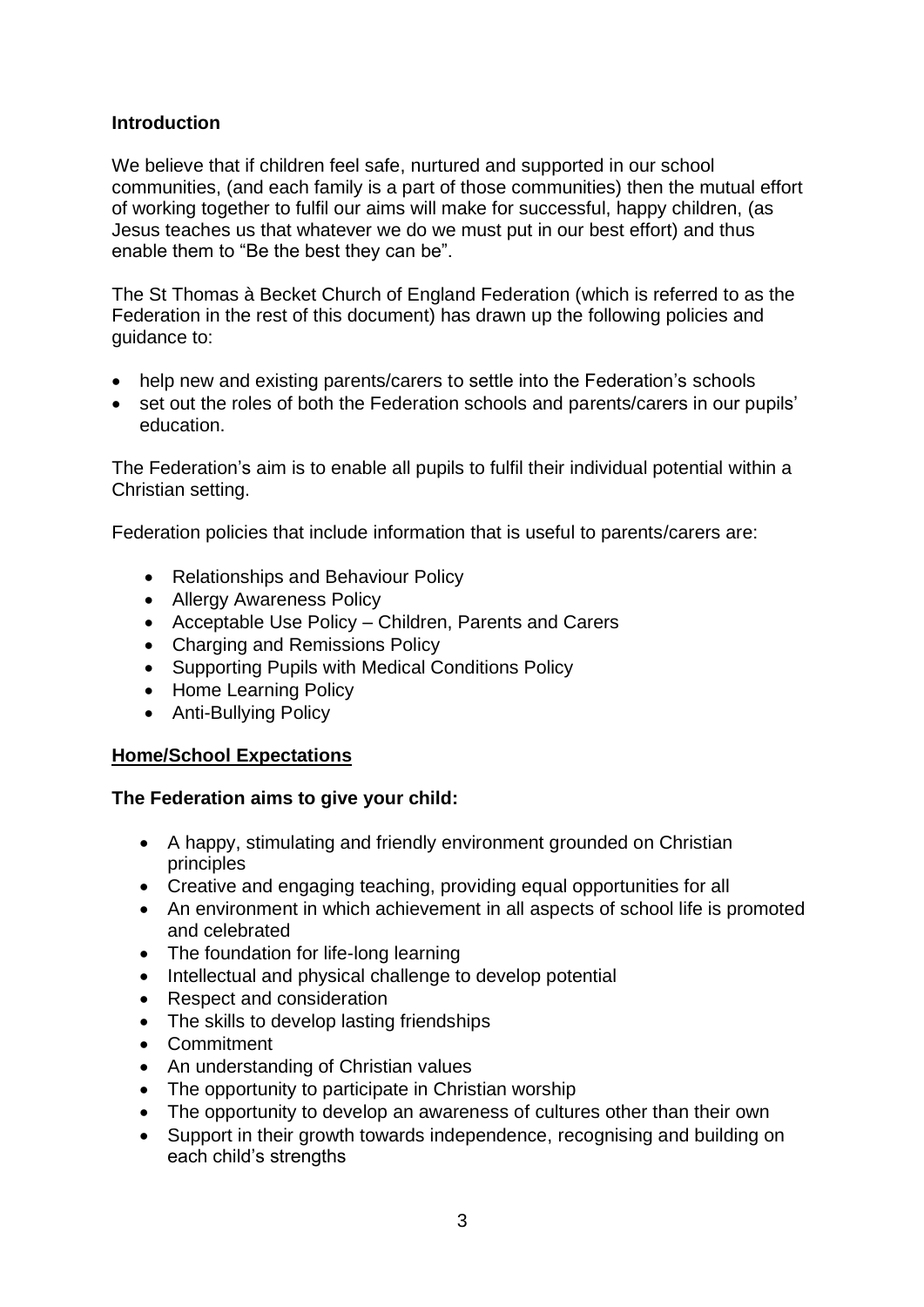## Introduction

We believe that if children feel safe, nurtured and supported in our school communities, (and each family is a part of those communities) then the mutual effort of working together to fulfil our aims will make for successful, happy children, (as Jesus teaches us that whatever we do we must put in our best effort) and thus enable them to "Be the best they can be".

The St Thomas à Becket Church of England Federation (which is referred to as the Federation in the rest of this document) has drawn up the following policies and guidance to:

- help new and existing parents/carers to settle into the Federation's schools
- set out the roles of both the Federation schools and parents/carers in our pupils' education.

The Federation's aim is to enable all pupils to fulfil their individual potential within a Christian setting.

Federation policies that include information that is useful to parents/carers are:

- Relationships and Behaviour Policy
- Allergy Awareness Policy
- Acceptable Use Policy – Children, Parents and Carers
- Charging and Remissions Policy
- Supporting Pupils with Medical Conditions Policy
- Home Learning Policy
- Anti-Bullying Policy

## Home/School Expectations

**The Federation aims to give your child:**

- A happy, stimulating and friendly environment grounded on Christian principles
- Creative and engaging teaching, providing equal opportunities for all
- An environment in which achievement in all aspects of school life is promoted and celebrated
- The foundation for life-long learning
- Intellectual and physical challenge to develop potential
- Respect and consideration
- The skills to develop lasting friendships
- Commitment
- An understanding of Christian values
- The opportunity to participate in Christian worship
- The opportunity to develop an awareness of cultures other than their own
- Support in their growth towards independence, recognising and building on each child's strengths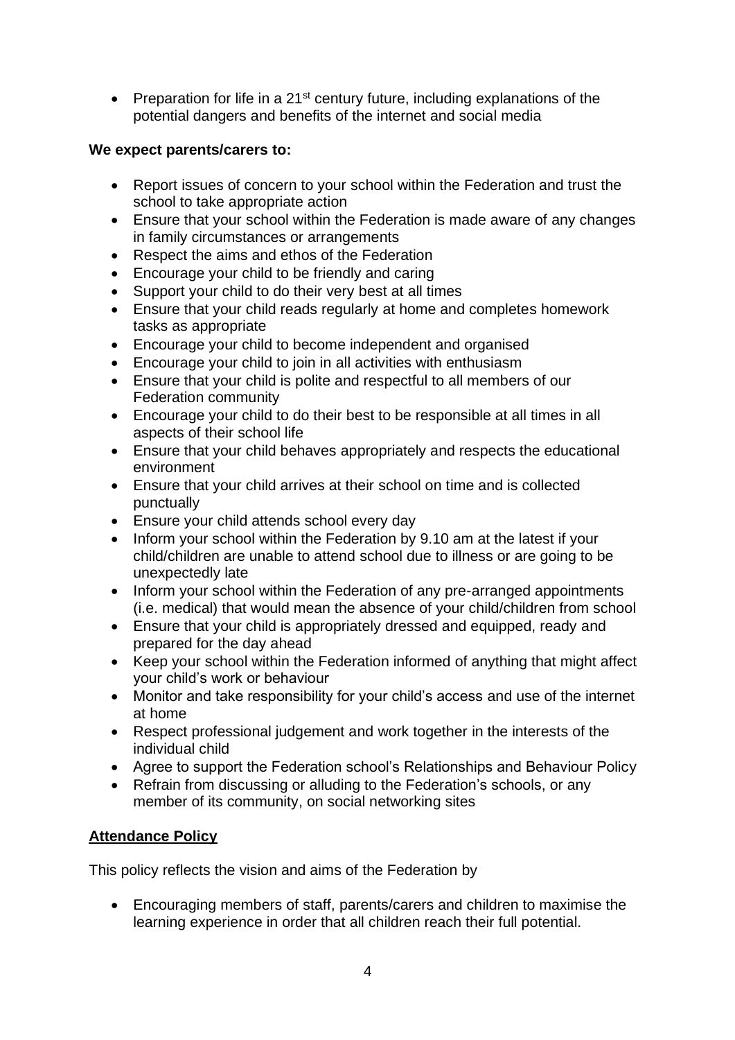- Preparation for life in a 21st century future, including explanations of the potential dangers and benefits of the internet and social media

**We expect parents/carers to:**

- Report issues of concern to your school within the Federation and trust the school to take appropriate action
- Ensure that your school within the Federation is made aware of any changes in family circumstances or arrangements
- Respect the aims and ethos of the Federation
- Encourage your child to be friendly and caring
- Support your child to do their very best at all times
- Ensure that your child reads regularly at home and completes homework tasks as appropriate
- Encourage your child to become independent and organised
- Encourage your child to join in all activities with enthusiasm
- Ensure that your child is polite and respectful to all members of our Federation community
- Encourage your child to do their best to be responsible at all times in all aspects of their school life
- Ensure that your child behaves appropriately and respects the educational environment
- Ensure that your child arrives at their school on time and is collected punctually
- Ensure your child attends school every day
- Inform your school within the Federation by 9.10 am at the latest if your child/children are unable to attend school due to illness or are going to be unexpectedly late
- Inform your school within the Federation of any pre-arranged appointments (i.e. medical) that would mean the absence of your child/children from school
- Ensure that your child is appropriately dressed and equipped, ready and prepared for the day ahead
- Keep your school within the Federation informed of anything that might affect your child's work or behaviour
- Monitor and take responsibility for your child's access and use of the internet at home
- Respect professional judgement and work together in the interests of the individual child
- Agree to support the Federation school's Relationships and Behaviour Policy
- Refrain from discussing or alluding to the Federation's schools, or any member of its community, on social networking sites

**Attendance Policy**

This policy reflects the vision and aims of the Federation by

- Encouraging members of staff, parents/carers and children to maximise the learning experience in order that all children reach their full potential.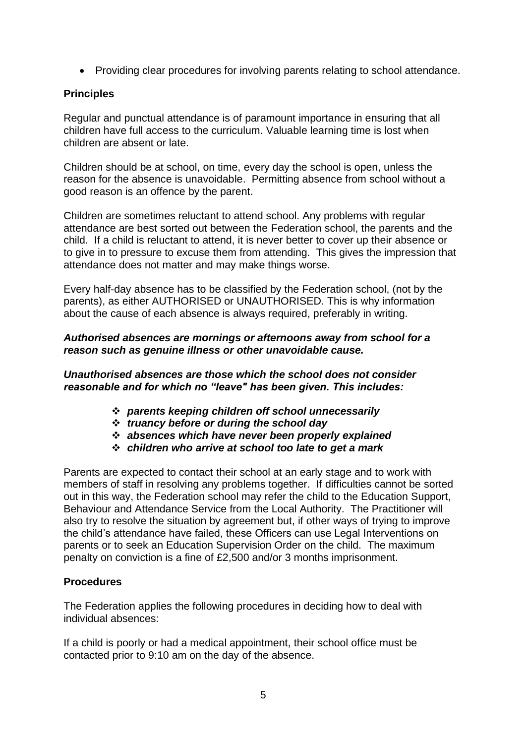- Providing clear procedures for involving parents relating to school attendance.

**Principles**

Regular and punctual attendance is of paramount importance in ensuring that all children have full access to the curriculum. Valuable learning time is lost when children are absent or late.

Children should be at school, on time, every day the school is open, unless the reason for the absence is unavoidable. Permitting absence from school without a good reason is an offence by the parent.

Children are sometimes reluctant to attend school. Any problems with regular attendance are best sorted out between the Federation school, the parents and the child. If a child is reluctant to attend, it is never better to cover up their absence or to give in to pressure to excuse them from attending. This gives the impression that attendance does not matter and may make things worse.

Every half-day absence has to be classified by the Federation school, (not by the parents), as either AUTHORISED or UNAUTHORISED. This is why information about the cause of each absence is always required, preferably in writing.

***Authorised absences are mornings or afternoons away from school for a reason such as genuine illness or other unavoidable cause.***

***Unauthorised absences are those which the school does not consider reasonable and for which no "leave" has been given. This includes:***

- ***parents keeping children off school unnecessarily***
- ***truancy before or during the school day***
- ***absences which have never been properly explained***
- ***children who arrive at school too late to get a mark***

Parents are expected to contact their school at an early stage and to work with members of staff in resolving any problems together. If difficulties cannot be sorted out in this way, the Federation school may refer the child to the Education Support, Behaviour and Attendance Service from the Local Authority. The Practitioner will also try to resolve the situation by agreement but, if other ways of trying to improve the child's attendance have failed, these Officers can use Legal Interventions on parents or to seek an Education Supervision Order on the child. The maximum penalty on conviction is a fine of £2,500 and/or 3 months imprisonment.

**Procedures**

The Federation applies the following procedures in deciding how to deal with individual absences:

If a child is poorly or had a medical appointment, their school office must be contacted prior to 9:10 am on the day of the absence.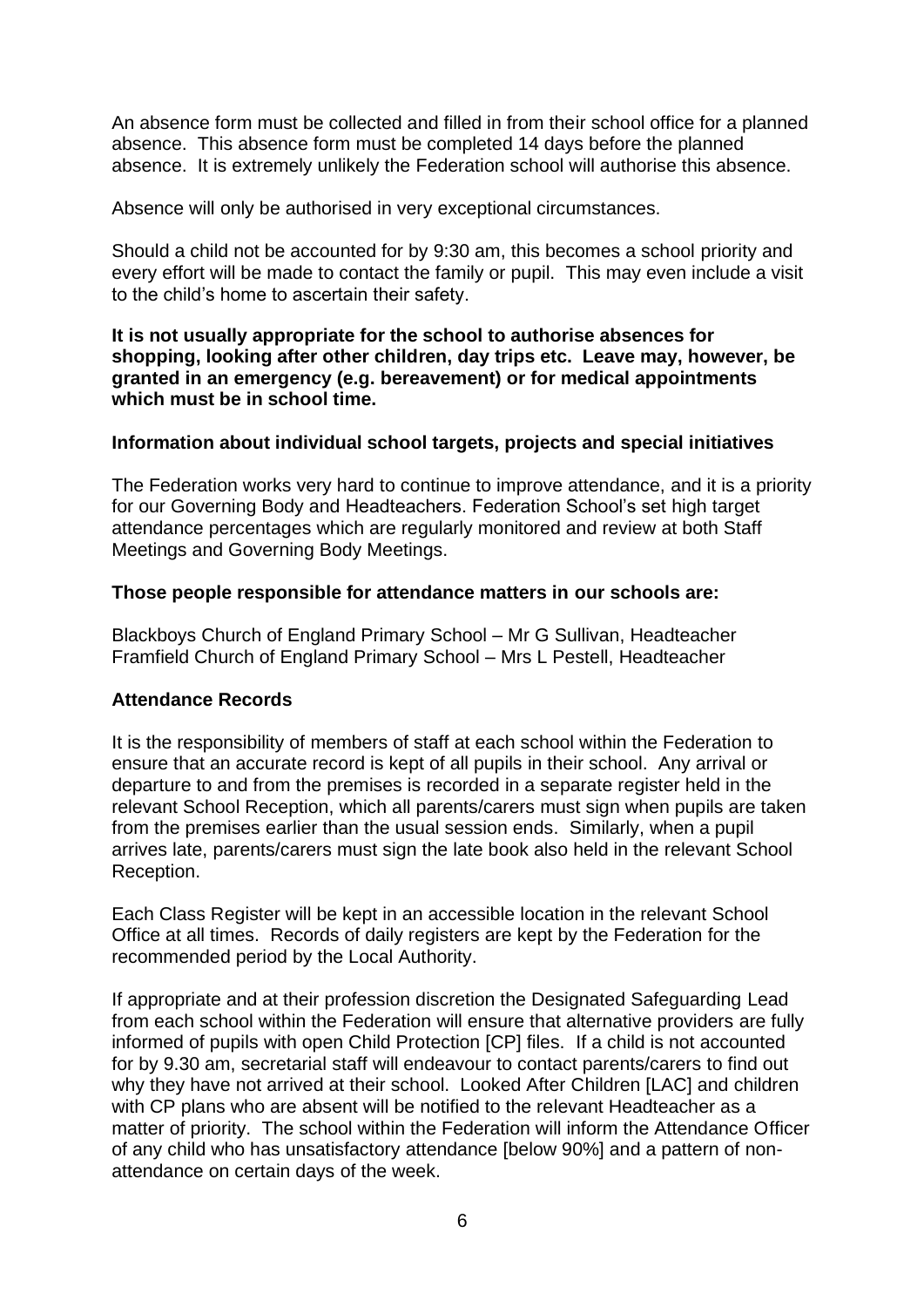An absence form must be collected and filled in from their school office for a planned absence. This absence form must be completed 14 days before the planned absence. It is extremely unlikely the Federation school will authorise this absence.

Absence will only be authorised in very exceptional circumstances.

Should a child not be accounted for by 9:30 am, this becomes a school priority and every effort will be made to contact the family or pupil. This may even include a visit to the child's home to ascertain their safety.

**It is not usually appropriate for the school to authorise absences for shopping, looking after other children, day trips etc. Leave may, however, be granted in an emergency (e.g. bereavement) or for medical appointments which must be in school time.**

### Information about individual school targets, projects and special initiatives

The Federation works very hard to continue to improve attendance, and it is a priority for our Governing Body and Headteachers. Federation School's set high target attendance percentages which are regularly monitored and review at both Staff Meetings and Governing Body Meetings.

### Those people responsible for attendance matters in our schools are:

Blackboys Church of England Primary School – Mr G Sullivan, Headteacher
Framfield Church of England Primary School – Mrs L Pestell, Headteacher

### Attendance Records

It is the responsibility of members of staff at each school within the Federation to ensure that an accurate record is kept of all pupils in their school. Any arrival or departure to and from the premises is recorded in a separate register held in the relevant School Reception, which all parents/carers must sign when pupils are taken from the premises earlier than the usual session ends. Similarly, when a pupil arrives late, parents/carers must sign the late book also held in the relevant School Reception.

Each Class Register will be kept in an accessible location in the relevant School Office at all times. Records of daily registers are kept by the Federation for the recommended period by the Local Authority.

If appropriate and at their profession discretion the Designated Safeguarding Lead from each school within the Federation will ensure that alternative providers are fully informed of pupils with open Child Protection [CP] files. If a child is not accounted for by 9.30 am, secretarial staff will endeavour to contact parents/carers to find out why they have not arrived at their school. Looked After Children [LAC] and children with CP plans who are absent will be notified to the relevant Headteacher as a matter of priority. The school within the Federation will inform the Attendance Officer of any child who has unsatisfactory attendance [below 90%] and a pattern of non-attendance on certain days of the week.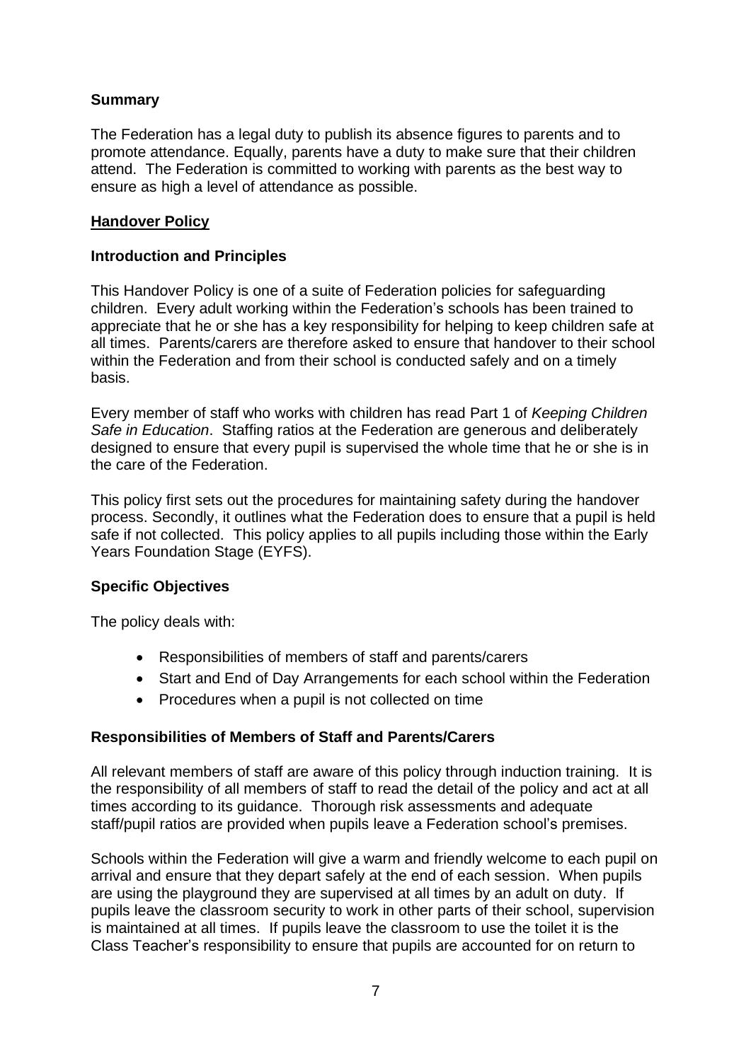**Summary**

The Federation has a legal duty to publish its absence figures to parents and to promote attendance. Equally, parents have a duty to make sure that their children attend. The Federation is committed to working with parents as the best way to ensure as high a level of attendance as possible.

## **Handover Policy**

**Introduction and Principles**

This Handover Policy is one of a suite of Federation policies for safeguarding children. Every adult working within the Federation's schools has been trained to appreciate that he or she has a key responsibility for helping to keep children safe at all times. Parents/carers are therefore asked to ensure that handover to their school within the Federation and from their school is conducted safely and on a timely basis.

Every member of staff who works with children has read Part 1 of *Keeping Children Safe in Education*. Staffing ratios at the Federation are generous and deliberately designed to ensure that every pupil is supervised the whole time that he or she is in the care of the Federation.

This policy first sets out the procedures for maintaining safety during the handover process. Secondly, it outlines what the Federation does to ensure that a pupil is held safe if not collected. This policy applies to all pupils including those within the Early Years Foundation Stage (EYFS).

**Specific Objectives**

The policy deals with:

- Responsibilities of members of staff and parents/carers
- Start and End of Day Arrangements for each school within the Federation
- Procedures when a pupil is not collected on time

**Responsibilities of Members of Staff and Parents/Carers**

All relevant members of staff are aware of this policy through induction training. It is the responsibility of all members of staff to read the detail of the policy and act at all times according to its guidance. Thorough risk assessments and adequate staff/pupil ratios are provided when pupils leave a Federation school's premises.

Schools within the Federation will give a warm and friendly welcome to each pupil on arrival and ensure that they depart safely at the end of each session. When pupils are using the playground they are supervised at all times by an adult on duty. If pupils leave the classroom security to work in other parts of their school, supervision is maintained at all times. If pupils leave the classroom to use the toilet it is the Class Teacher's responsibility to ensure that pupils are accounted for on return to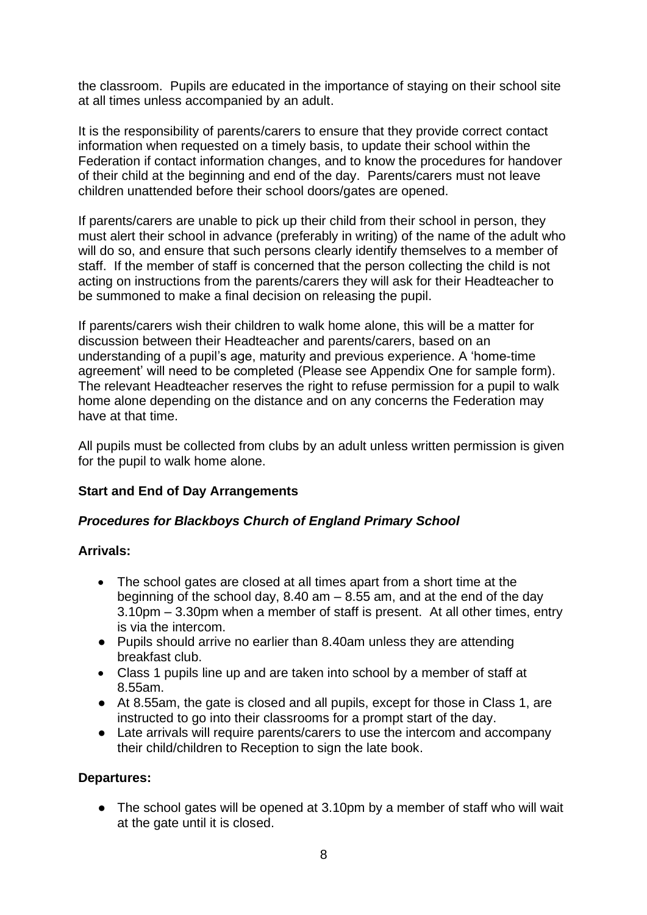the classroom. Pupils are educated in the importance of staying on their school site at all times unless accompanied by an adult.

It is the responsibility of parents/carers to ensure that they provide correct contact information when requested on a timely basis, to update their school within the Federation if contact information changes, and to know the procedures for handover of their child at the beginning and end of the day. Parents/carers must not leave children unattended before their school doors/gates are opened.

If parents/carers are unable to pick up their child from their school in person, they must alert their school in advance (preferably in writing) of the name of the adult who will do so, and ensure that such persons clearly identify themselves to a member of staff. If the member of staff is concerned that the person collecting the child is not acting on instructions from the parents/carers they will ask for their Headteacher to be summoned to make a final decision on releasing the pupil.

If parents/carers wish their children to walk home alone, this will be a matter for discussion between their Headteacher and parents/carers, based on an understanding of a pupil's age, maturity and previous experience. A 'home-time agreement' will need to be completed (Please see Appendix One for sample form). The relevant Headteacher reserves the right to refuse permission for a pupil to walk home alone depending on the distance and on any concerns the Federation may have at that time.

All pupils must be collected from clubs by an adult unless written permission is given for the pupil to walk home alone.

**Start and End of Day Arrangements**

***Procedures for Blackboys Church of England Primary School***

**Arrivals:**

- The school gates are closed at all times apart from a short time at the beginning of the school day, 8.40 am – 8.55 am, and at the end of the day 3.10pm – 3.30pm when a member of staff is present. At all other times, entry is via the intercom.
- Pupils should arrive no earlier than 8.40am unless they are attending breakfast club.
- Class 1 pupils line up and are taken into school by a member of staff at 8.55am.
- At 8.55am, the gate is closed and all pupils, except for those in Class 1, are instructed to go into their classrooms for a prompt start of the day.
- Late arrivals will require parents/carers to use the intercom and accompany their child/children to Reception to sign the late book.

**Departures:**

- The school gates will be opened at 3.10pm by a member of staff who will wait at the gate until it is closed.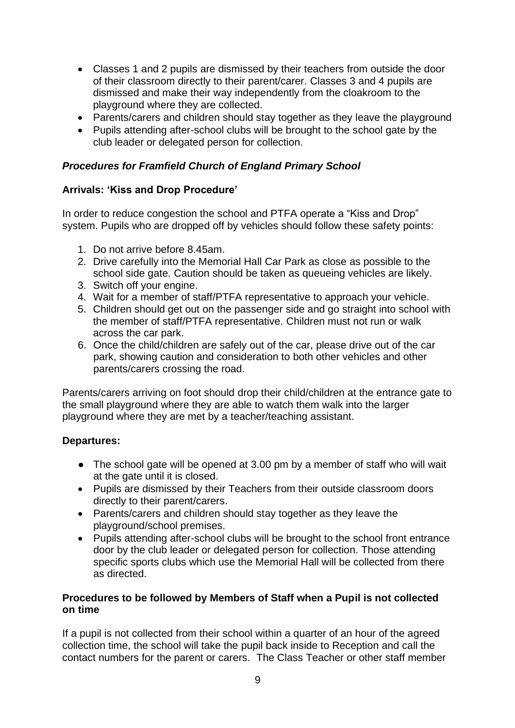- Classes 1 and 2 pupils are dismissed by their teachers from outside the door of their classroom directly to their parent/carer. Classes 3 and 4 pupils are dismissed and make their way independently from the cloakroom to the playground where they are collected.
- Parents/carers and children should stay together as they leave the playground
- Pupils attending after-school clubs will be brought to the school gate by the club leader or delegated person for collection.

### *Procedures for Framfield Church of England Primary School*

#### Arrivals: 'Kiss and Drop Procedure'

In order to reduce congestion the school and PTFA operate a "Kiss and Drop" system. Pupils who are dropped off by vehicles should follow these safety points:

1. Do not arrive before 8.45am.
2. Drive carefully into the Memorial Hall Car Park as close as possible to the school side gate. Caution should be taken as queueing vehicles are likely.
3. Switch off your engine.
4. Wait for a member of staff/PTFA representative to approach your vehicle.
5. Children should get out on the passenger side and go straight into school with the member of staff/PTFA representative. Children must not run or walk across the car park.
6. Once the child/children are safely out of the car, please drive out of the car park, showing caution and consideration to both other vehicles and other parents/carers crossing the road.

Parents/carers arriving on foot should drop their child/children at the entrance gate to the small playground where they are able to watch them walk into the larger playground where they are met by a teacher/teaching assistant.

#### Departures:

- The school gate will be opened at 3.00 pm by a member of staff who will wait at the gate until it is closed.
- Pupils are dismissed by their Teachers from their outside classroom doors directly to their parent/carers.
- Parents/carers and children should stay together as they leave the playground/school premises.
- Pupils attending after-school clubs will be brought to the school front entrance door by the club leader or delegated person for collection. Those attending specific sports clubs which use the Memorial Hall will be collected from there as directed.

#### Procedures to be followed by Members of Staff when a Pupil is not collected on time

If a pupil is not collected from their school within a quarter of an hour of the agreed collection time, the school will take the pupil back inside to Reception and call the contact numbers for the parent or carers. The Class Teacher or other staff member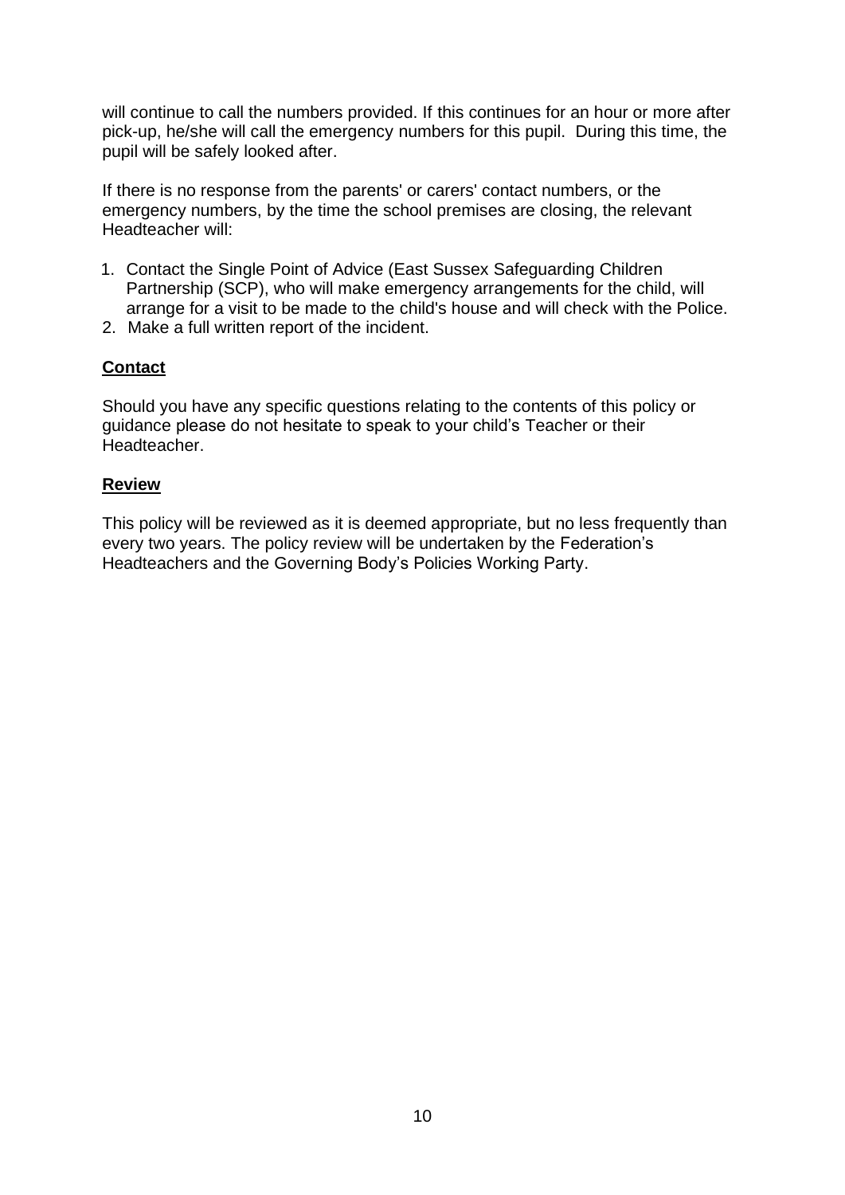will continue to call the numbers provided. If this continues for an hour or more after pick-up, he/she will call the emergency numbers for this pupil. During this time, the pupil will be safely looked after.

If there is no response from the parents' or carers' contact numbers, or the emergency numbers, by the time the school premises are closing, the relevant Headteacher will:

1. Contact the Single Point of Advice (East Sussex Safeguarding Children Partnership (SCP), who will make emergency arrangements for the child, will arrange for a visit to be made to the child's house and will check with the Police.
2. Make a full written report of the incident.

**Contact**

Should you have any specific questions relating to the contents of this policy or guidance please do not hesitate to speak to your child's Teacher or their Headteacher.

**Review**

This policy will be reviewed as it is deemed appropriate, but no less frequently than every two years. The policy review will be undertaken by the Federation's Headteachers and the Governing Body's Policies Working Party.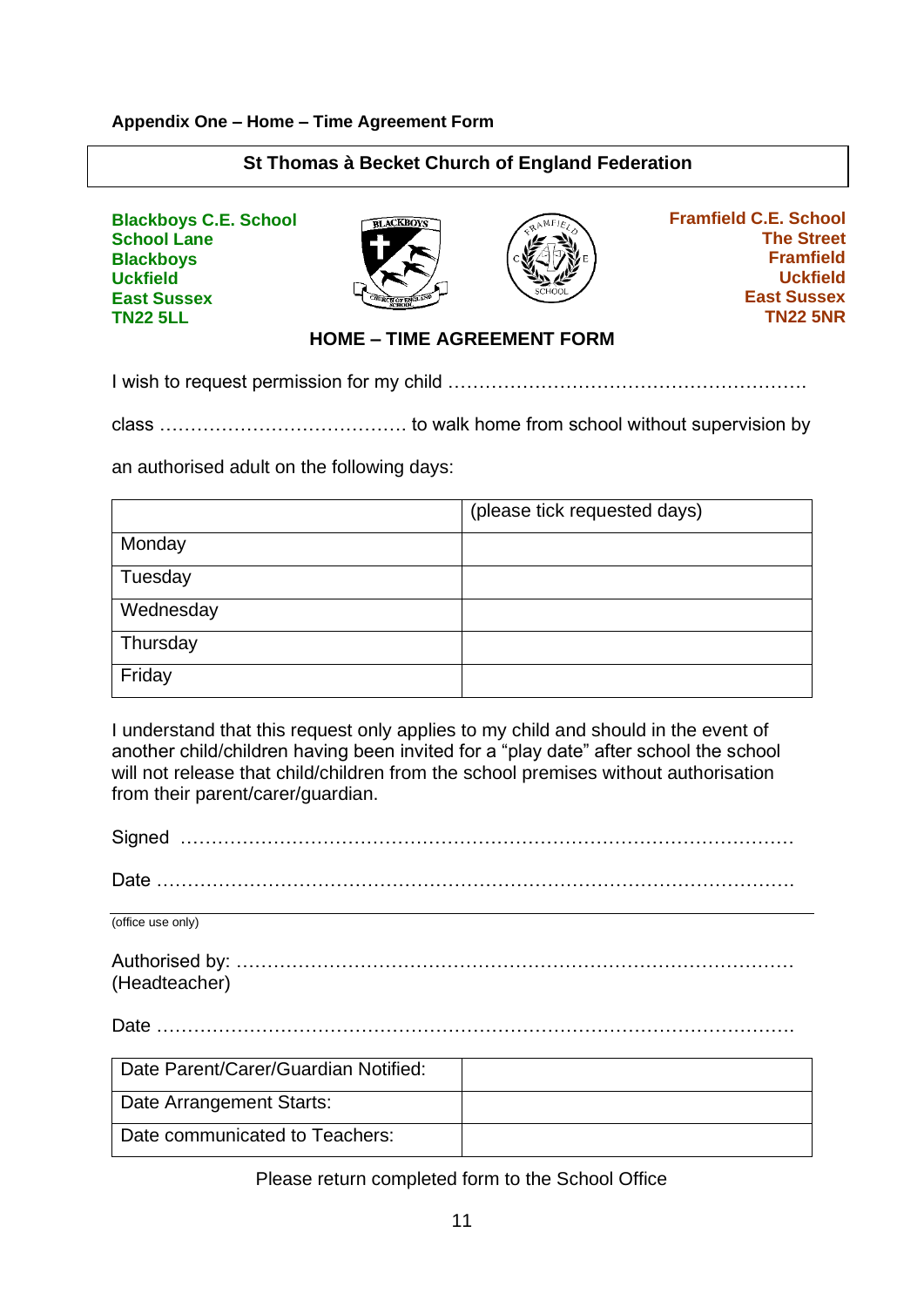**Appendix One – Home – Time Agreement Form**

**St Thomas à Becket Church of England Federation**

**Blackboys C.E. School**
**School Lane**
**Blackboys**
**Uckfield**
**East Sussex**
**TN22 5LL**

**Framfield C.E. School**
**The Street**
**Framfield**
**Uckfield**
**East Sussex**
**TN22 5NR**

## HOME – TIME AGREEMENT FORM

I wish to request permission for my child ………………………………………………….

class ………………………………… to walk home from school without supervision by

an authorised adult on the following days:

| | (please tick requested days) |
|---|---|
| Monday | |
| Tuesday | |
| Wednesday | |
| Thursday | |
| Friday | |

I understand that this request only applies to my child and should in the event of another child/children having been invited for a "play date" after school the school will not release that child/children from the school premises without authorisation from their parent/carer/guardian.

Signed ……………………………………………………………………………………

Date ………………………………………………………………………………………

(office use only)

Authorised by: …………………………………………………………………………
(Headteacher)

Date ………………………………………………………………………………………

| | |
|---|---|
| Date Parent/Carer/Guardian Notified: | |
| Date Arrangement Starts: | |
| Date communicated to Teachers: | |

Please return completed form to the School Office